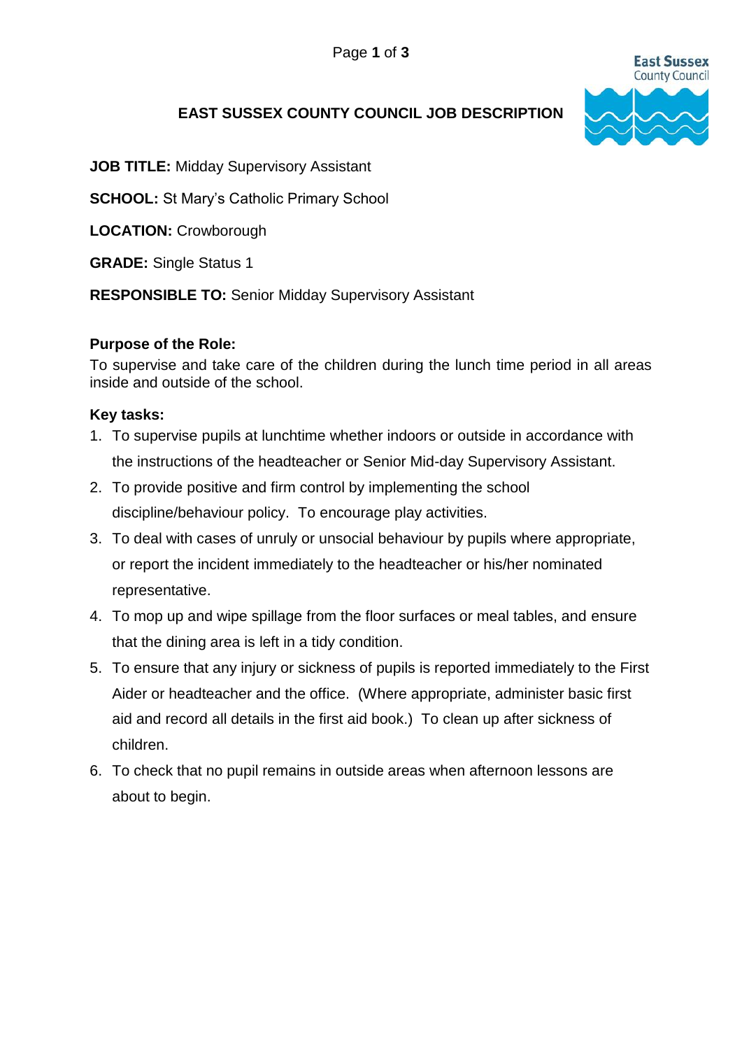# EAST SUSSEX COUNTY COUNCIL JOB DESCRIPTION

**JOB TITLE:** Midday Supervisory Assistant

**SCHOOL:** St Mary's Catholic Primary School

**LOCATION:** Crowborough

**GRADE:** Single Status 1

**RESPONSIBLE TO:** Senior Midday Supervisory Assistant

**Purpose of the Role:**
To supervise and take care of the children during the lunch time period in all areas inside and outside of the school.

**Key tasks:**

1. To supervise pupils at lunchtime whether indoors or outside in accordance with the instructions of the headteacher or Senior Mid-day Supervisory Assistant.
2. To provide positive and firm control by implementing the school discipline/behaviour policy. To encourage play activities.
3. To deal with cases of unruly or unsocial behaviour by pupils where appropriate, or report the incident immediately to the headteacher or his/her nominated representative.
4. To mop up and wipe spillage from the floor surfaces or meal tables, and ensure that the dining area is left in a tidy condition.
5. To ensure that any injury or sickness of pupils is reported immediately to the First Aider or headteacher and the office. (Where appropriate, administer basic first aid and record all details in the first aid book.) To clean up after sickness of children.
6. To check that no pupil remains in outside areas when afternoon lessons are about to begin.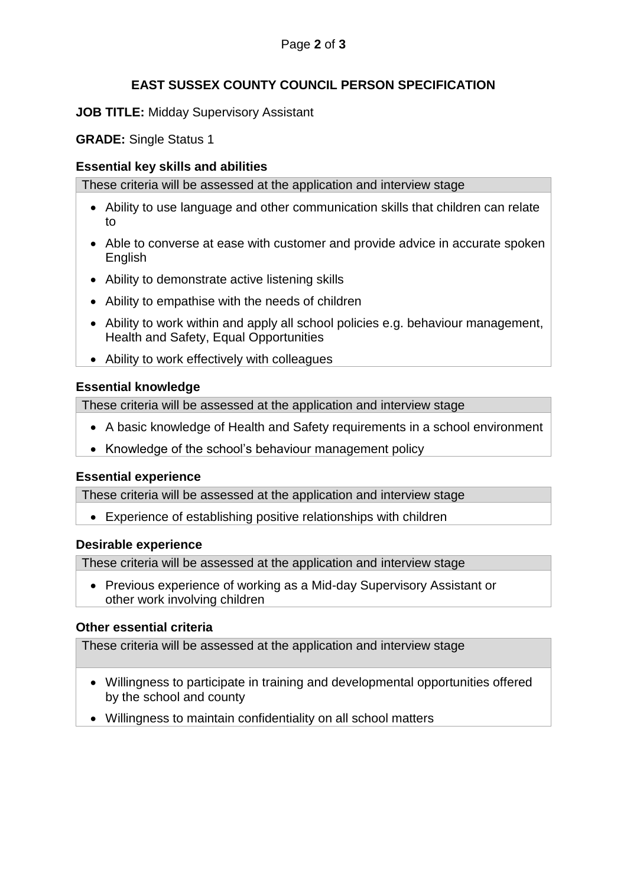# EAST SUSSEX COUNTY COUNCIL PERSON SPECIFICATION

**JOB TITLE:** Midday Supervisory Assistant

**GRADE:** Single Status 1

### Essential key skills and abilities

These criteria will be assessed at the application and interview stage

- Ability to use language and other communication skills that children can relate to
- Able to converse at ease with customer and provide advice in accurate spoken English
- Ability to demonstrate active listening skills
- Ability to empathise with the needs of children
- Ability to work within and apply all school policies e.g. behaviour management, Health and Safety, Equal Opportunities
- Ability to work effectively with colleagues

### Essential knowledge

These criteria will be assessed at the application and interview stage

- A basic knowledge of Health and Safety requirements in a school environment
- Knowledge of the school's behaviour management policy

### Essential experience

These criteria will be assessed at the application and interview stage

- Experience of establishing positive relationships with children

### Desirable experience

These criteria will be assessed at the application and interview stage

- Previous experience of working as a Mid-day Supervisory Assistant or other work involving children

### Other essential criteria

These criteria will be assessed at the application and interview stage

- Willingness to participate in training and developmental opportunities offered by the school and county
- Willingness to maintain confidentiality on all school matters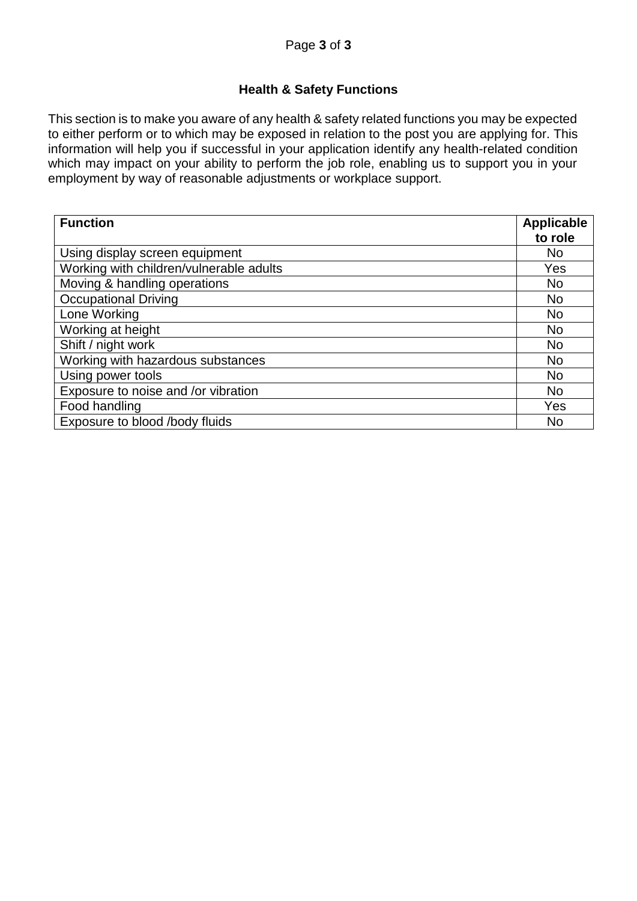## Health & Safety Functions

This section is to make you aware of any health & safety related functions you may be expected to either perform or to which may be exposed in relation to the post you are applying for. This information will help you if successful in your application identify any health-related condition which may impact on your ability to perform the job role, enabling us to support you in your employment by way of reasonable adjustments or workplace support.

| **Function** | **Applicable to role** |
|---|---|
| Using display screen equipment | No |
| Working with children/vulnerable adults | Yes |
| Moving & handling operations | No |
| Occupational Driving | No |
| Lone Working | No |
| Working at height | No |
| Shift / night work | No |
| Working with hazardous substances | No |
| Using power tools | No |
| Exposure to noise and /or vibration | No |
| Food handling | Yes |
| Exposure to blood /body fluids | No |